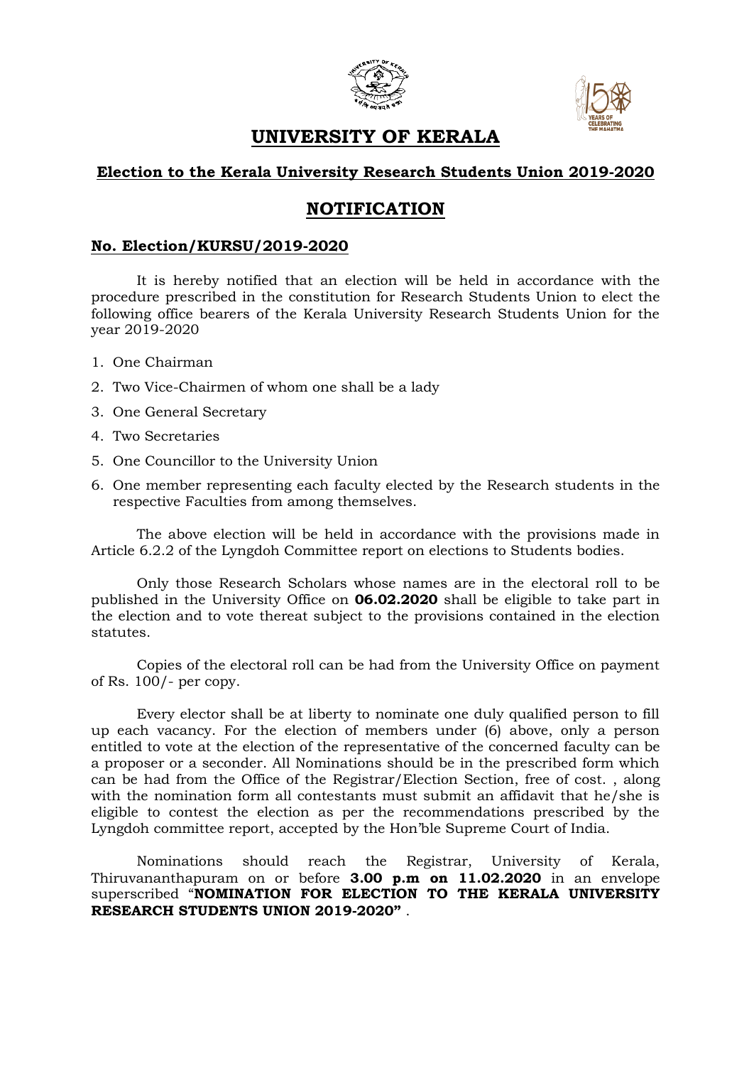# UNIVERSITY OF KERALA

## Election to the Kerala University Research Students Union 2019-2020

## NOTIFICATION

### No. Election/KURSU/2019-2020

It is hereby notified that an election will be held in accordance with the procedure prescribed in the constitution for Research Students Union to elect the following office bearers of the Kerala University Research Students Union for the year 2019-2020

1. One Chairman
2. Two Vice-Chairmen of whom one shall be a lady
3. One General Secretary
4. Two Secretaries
5. One Councillor to the University Union
6. One member representing each faculty elected by the Research students in the respective Faculties from among themselves.

The above election will be held in accordance with the provisions made in Article 6.2.2 of the Lyngdoh Committee report on elections to Students bodies.

Only those Research Scholars whose names are in the electoral roll to be published in the University Office on **06.02.2020** shall be eligible to take part in the election and to vote thereat subject to the provisions contained in the election statutes.

Copies of the electoral roll can be had from the University Office on payment of Rs. 100/- per copy.

Every elector shall be at liberty to nominate one duly qualified person to fill up each vacancy. For the election of members under (6) above, only a person entitled to vote at the election of the representative of the concerned faculty can be a proposer or a seconder. All Nominations should be in the prescribed form which can be had from the Office of the Registrar/Election Section, free of cost. , along with the nomination form all contestants must submit an affidavit that he/she is eligible to contest the election as per the recommendations prescribed by the Lyngdoh committee report, accepted by the Hon'ble Supreme Court of India.

Nominations should reach the Registrar, University of Kerala, Thiruvananthapuram on or before **3.00 p.m on 11.02.2020** in an envelope superscribed "**NOMINATION FOR ELECTION TO THE KERALA UNIVERSITY RESEARCH STUDENTS UNION 2019-2020"** .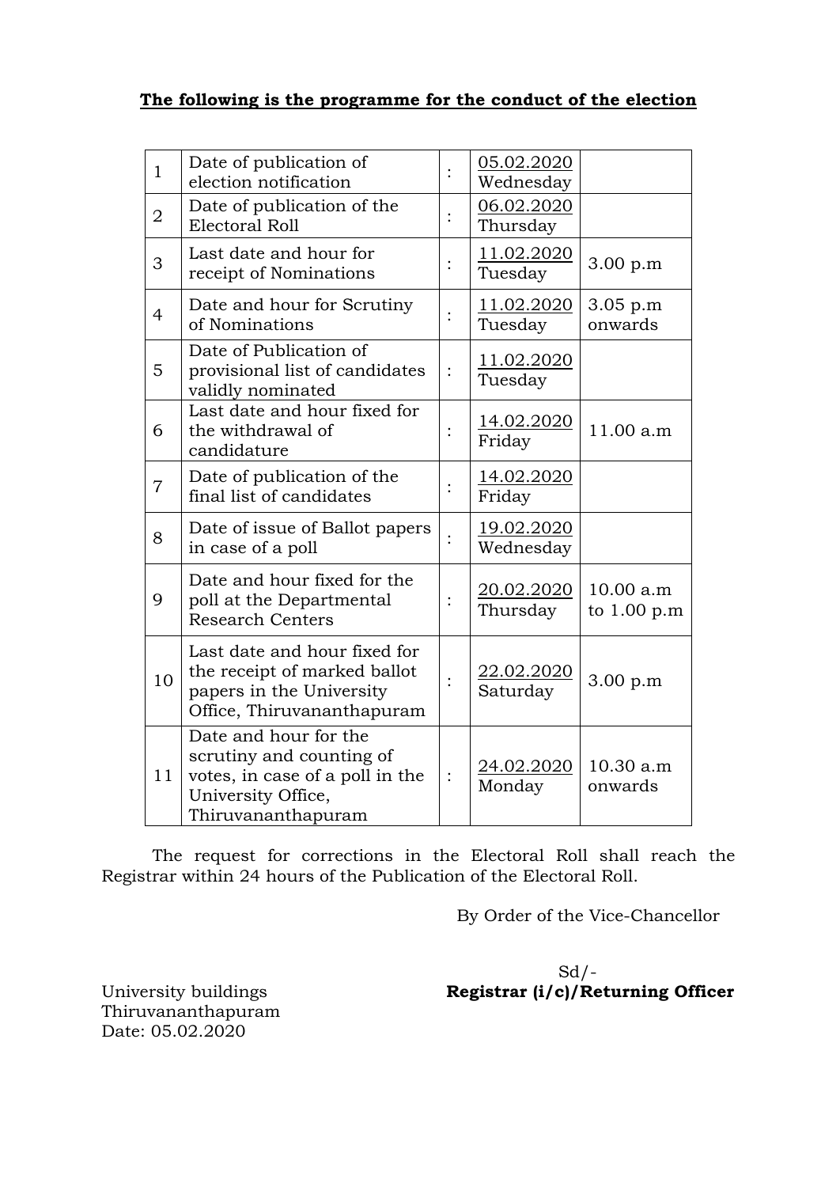**The following is the programme for the conduct of the election**

| | | | | |
|---|---|---|---|---|
| 1 | Date of publication of election notification | : | 05.02.2020 Wednesday | |
| 2 | Date of publication of the Electoral Roll | : | 06.02.2020 Thursday | |
| 3 | Last date and hour for receipt of Nominations | : | 11.02.2020 Tuesday | 3.00 p.m |
| 4 | Date and hour for Scrutiny of Nominations | : | 11.02.2020 Tuesday | 3.05 p.m onwards |
| 5 | Date of Publication of provisional list of candidates validly nominated | : | 11.02.2020 Tuesday | |
| 6 | Last date and hour fixed for the withdrawal of candidature | : | 14.02.2020 Friday | 11.00 a.m |
| 7 | Date of publication of the final list of candidates | : | 14.02.2020 Friday | |
| 8 | Date of issue of Ballot papers in case of a poll | : | 19.02.2020 Wednesday | |
| 9 | Date and hour fixed for the poll at the Departmental Research Centers | : | 20.02.2020 Thursday | 10.00 a.m to 1.00 p.m |
| 10 | Last date and hour fixed for the receipt of marked ballot papers in the University Office, Thiruvananthapuram | : | 22.02.2020 Saturday | 3.00 p.m |
| 11 | Date and hour for the scrutiny and counting of votes, in case of a poll in the University Office, Thiruvananthapuram | : | 24.02.2020 Monday | 10.30 a.m onwards |

The request for corrections in the Electoral Roll shall reach the Registrar within 24 hours of the Publication of the Electoral Roll.

By Order of the Vice-Chancellor

Sd/-

**Registrar (i/c)/Returning Officer**

University buildings
Thiruvananthapuram
Date: 05.02.2020